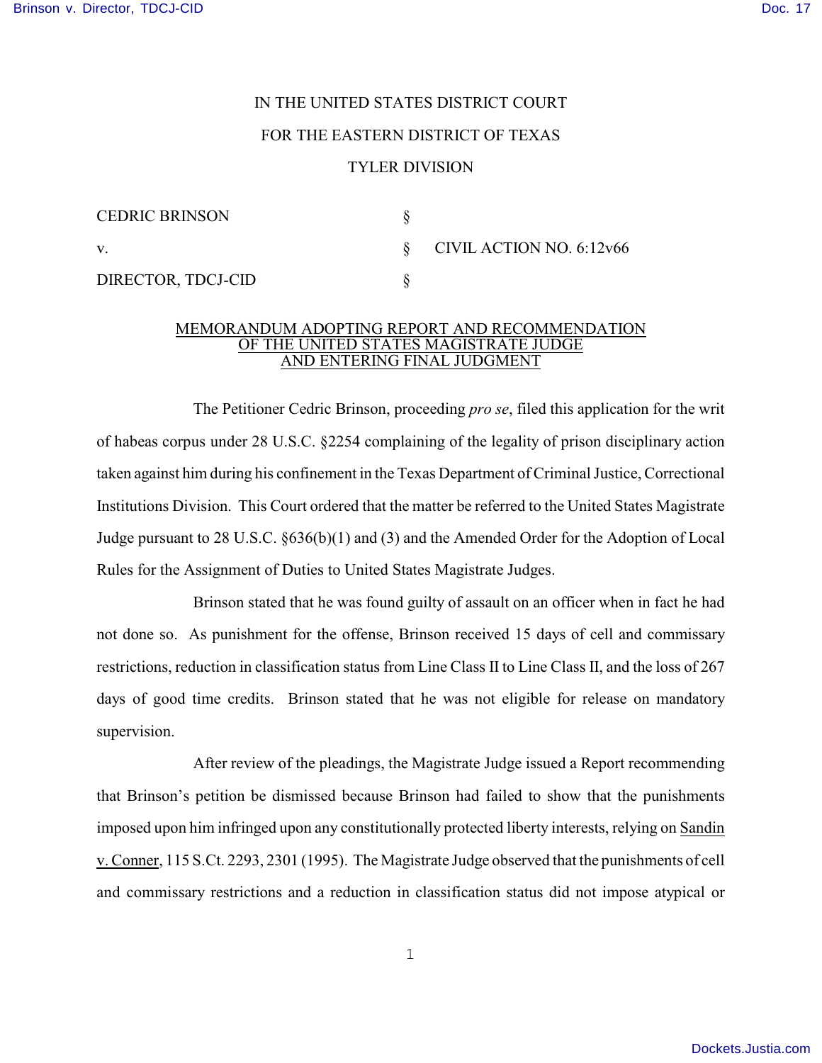IN THE UNITED STATES DISTRICT COURT

FOR THE EASTERN DISTRICT OF TEXAS

TYLER DIVISION

| | | |
|---|---|---|
| CEDRIC BRINSON | § | |
| v. | § | CIVIL ACTION NO. 6:12v66 |
| DIRECTOR, TDCJ-CID | § | |

MEMORANDUM ADOPTING REPORT AND RECOMMENDATION OF THE UNITED STATES MAGISTRATE JUDGE AND ENTERING FINAL JUDGMENT

The Petitioner Cedric Brinson, proceeding *pro se*, filed this application for the writ of habeas corpus under 28 U.S.C. §2254 complaining of the legality of prison disciplinary action taken against him during his confinement in the Texas Department of Criminal Justice, Correctional Institutions Division. This Court ordered that the matter be referred to the United States Magistrate Judge pursuant to 28 U.S.C. §636(b)(1) and (3) and the Amended Order for the Adoption of Local Rules for the Assignment of Duties to United States Magistrate Judges.

Brinson stated that he was found guilty of assault on an officer when in fact he had not done so. As punishment for the offense, Brinson received 15 days of cell and commissary restrictions, reduction in classification status from Line Class II to Line Class II, and the loss of 267 days of good time credits. Brinson stated that he was not eligible for release on mandatory supervision.

After review of the pleadings, the Magistrate Judge issued a Report recommending that Brinson's petition be dismissed because Brinson had failed to show that the punishments imposed upon him infringed upon any constitutionally protected liberty interests, relying on Sandin v. Conner, 115 S.Ct. 2293, 2301 (1995). The Magistrate Judge observed that the punishments of cell and commissary restrictions and a reduction in classification status did not impose atypical or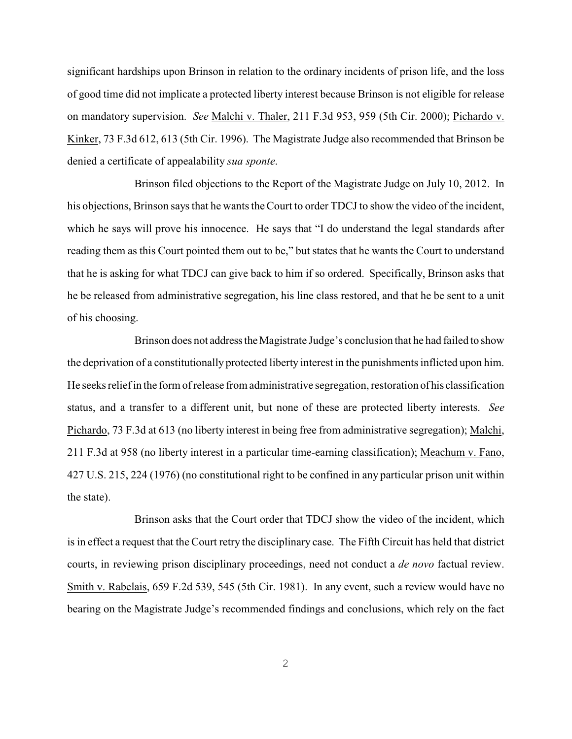significant hardships upon Brinson in relation to the ordinary incidents of prison life, and the loss of good time did not implicate a protected liberty interest because Brinson is not eligible for release on mandatory supervision. *See* Malchi v. Thaler, 211 F.3d 953, 959 (5th Cir. 2000); Pichardo v. Kinker, 73 F.3d 612, 613 (5th Cir. 1996). The Magistrate Judge also recommended that Brinson be denied a certificate of appealability *sua sponte*.

Brinson filed objections to the Report of the Magistrate Judge on July 10, 2012. In his objections, Brinson says that he wants the Court to order TDCJ to show the video of the incident, which he says will prove his innocence. He says that "I do understand the legal standards after reading them as this Court pointed them out to be," but states that he wants the Court to understand that he is asking for what TDCJ can give back to him if so ordered. Specifically, Brinson asks that he be released from administrative segregation, his line class restored, and that he be sent to a unit of his choosing.

Brinson does not address the Magistrate Judge's conclusion that he had failed to show the deprivation of a constitutionally protected liberty interest in the punishments inflicted upon him. He seeks relief in the form of release from administrative segregation, restoration of his classification status, and a transfer to a different unit, but none of these are protected liberty interests. *See* Pichardo, 73 F.3d at 613 (no liberty interest in being free from administrative segregation); Malchi, 211 F.3d at 958 (no liberty interest in a particular time-earning classification); Meachum v. Fano, 427 U.S. 215, 224 (1976) (no constitutional right to be confined in any particular prison unit within the state).

Brinson asks that the Court order that TDCJ show the video of the incident, which is in effect a request that the Court retry the disciplinary case. The Fifth Circuit has held that district courts, in reviewing prison disciplinary proceedings, need not conduct a *de novo* factual review. Smith v. Rabelais, 659 F.2d 539, 545 (5th Cir. 1981). In any event, such a review would have no bearing on the Magistrate Judge's recommended findings and conclusions, which rely on the fact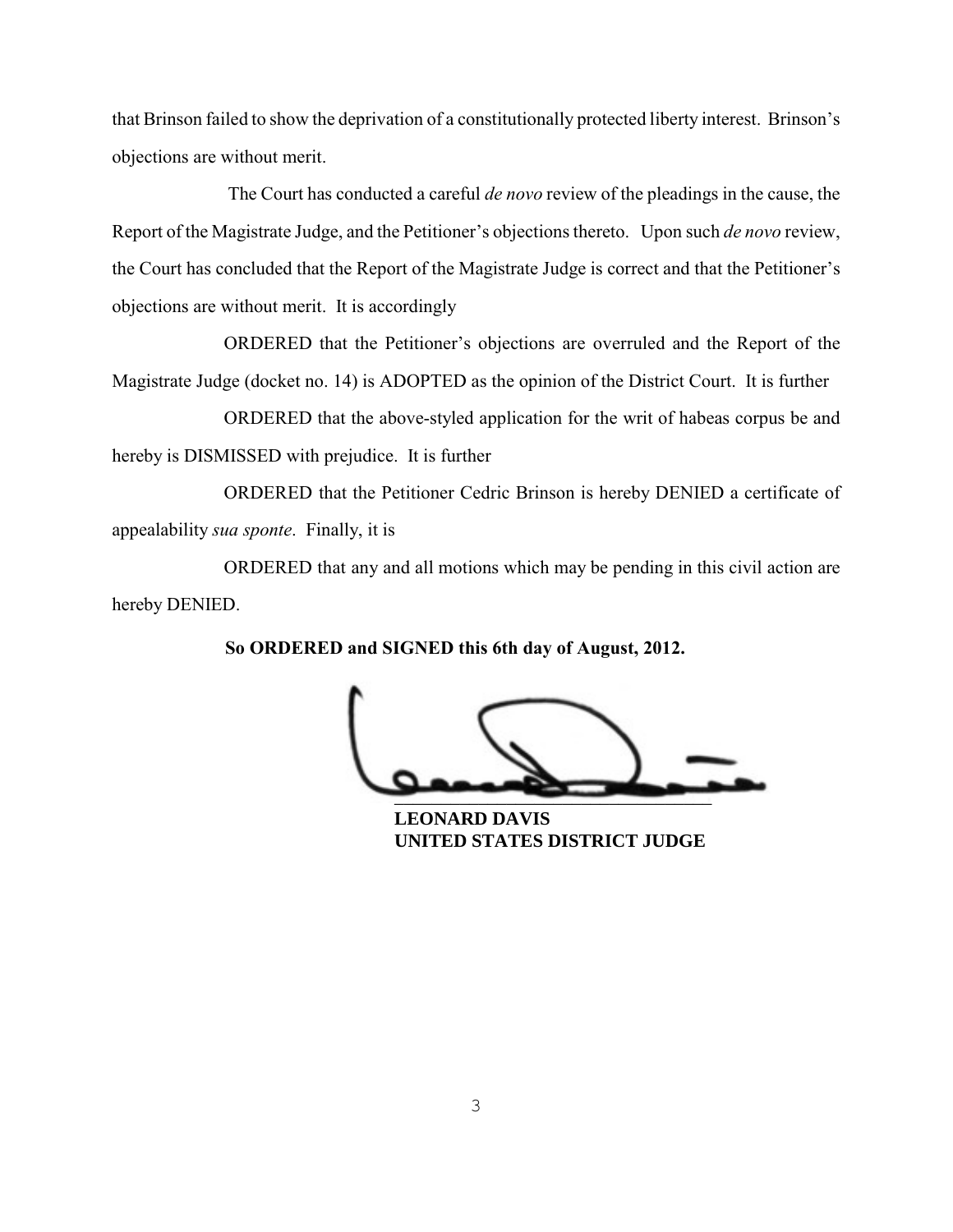that Brinson failed to show the deprivation of a constitutionally protected liberty interest. Brinson's objections are without merit.

The Court has conducted a careful *de novo* review of the pleadings in the cause, the Report of the Magistrate Judge, and the Petitioner's objections thereto. Upon such *de novo* review, the Court has concluded that the Report of the Magistrate Judge is correct and that the Petitioner's objections are without merit. It is accordingly

ORDERED that the Petitioner's objections are overruled and the Report of the Magistrate Judge (docket no. 14) is ADOPTED as the opinion of the District Court. It is further

ORDERED that the above-styled application for the writ of habeas corpus be and hereby is DISMISSED with prejudice. It is further

ORDERED that the Petitioner Cedric Brinson is hereby DENIED a certificate of appealability *sua sponte*. Finally, it is

ORDERED that any and all motions which may be pending in this civil action are hereby DENIED.

**So ORDERED and SIGNED this 6th day of August, 2012.**

**LEONARD DAVIS**
**UNITED STATES DISTRICT JUDGE**